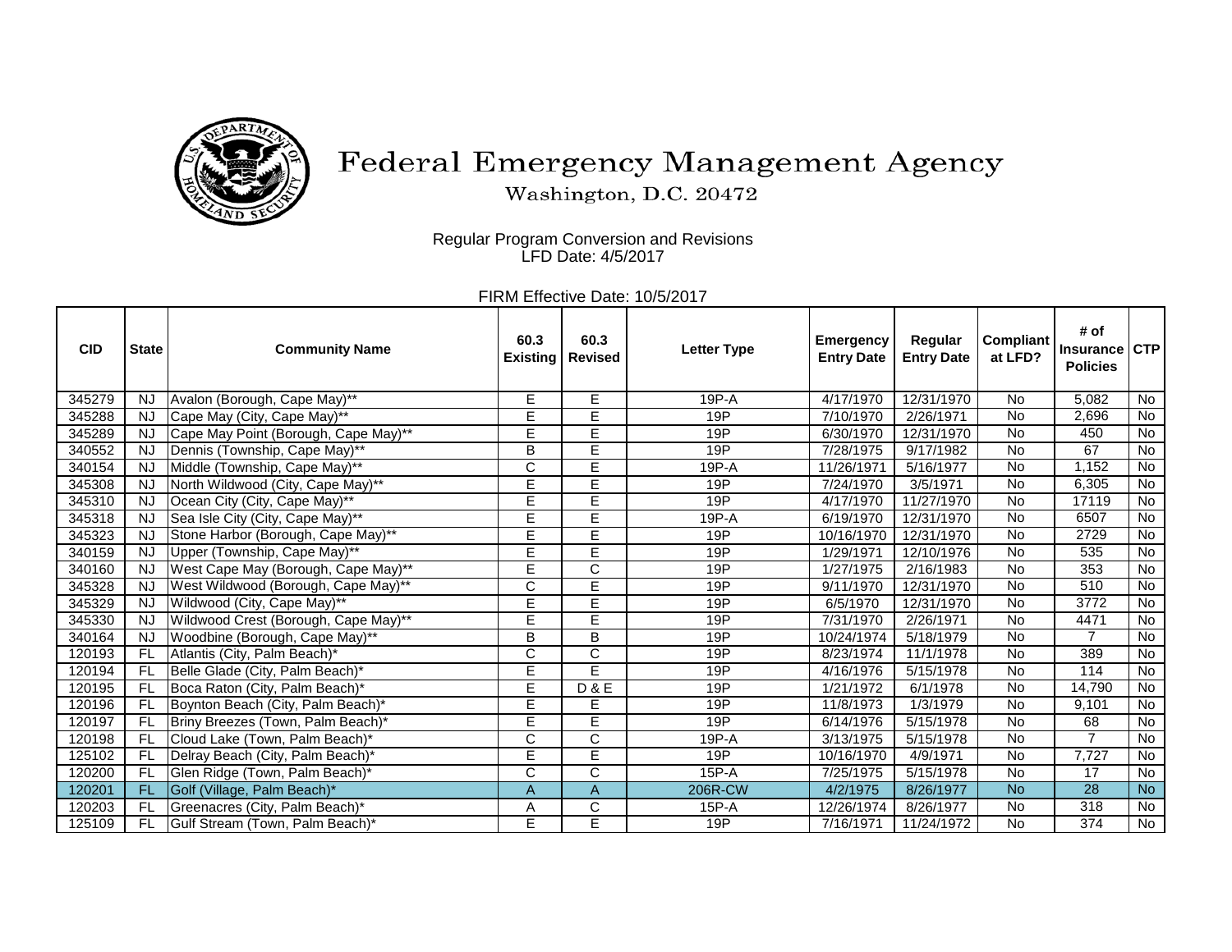# Federal Emergency Management Agency

Washington, D.C. 20472

Regular Program Conversion and Revisions
LFD Date: 4/5/2017

FIRM Effective Date: 10/5/2017

| CID | State | Community Name | 60.3 Existing | 60.3 Revised | Letter Type | Emergency Entry Date | Regular Entry Date | Compliant at LFD? | # of Insurance Policies | CTP |
|---|---|---|---|---|---|---|---|---|---|---|
| 345279 | NJ | Avalon (Borough, Cape May)** | E | E | 19P-A | 4/17/1970 | 12/31/1970 | No | 5,082 | No |
| 345288 | NJ | Cape May (City, Cape May)** | E | E | 19P | 7/10/1970 | 2/26/1971 | No | 2,696 | No |
| 345289 | NJ | Cape May Point (Borough, Cape May)** | E | E | 19P | 6/30/1970 | 12/31/1970 | No | 450 | No |
| 340552 | NJ | Dennis (Township, Cape May)** | B | E | 19P | 7/28/1975 | 9/17/1982 | No | 67 | No |
| 340154 | NJ | Middle (Township, Cape May)** | C | E | 19P-A | 11/26/1971 | 5/16/1977 | No | 1,152 | No |
| 345308 | NJ | North Wildwood (City, Cape May)** | E | E | 19P | 7/24/1970 | 3/5/1971 | No | 6,305 | No |
| 345310 | NJ | Ocean City (City, Cape May)** | E | E | 19P | 4/17/1970 | 11/27/1970 | No | 17119 | No |
| 345318 | NJ | Sea Isle City (City, Cape May)** | E | E | 19P-A | 6/19/1970 | 12/31/1970 | No | 6507 | No |
| 345323 | NJ | Stone Harbor (Borough, Cape May)** | E | E | 19P | 10/16/1970 | 12/31/1970 | No | 2729 | No |
| 340159 | NJ | Upper (Township, Cape May)** | E | E | 19P | 1/29/1971 | 12/10/1976 | No | 535 | No |
| 340160 | NJ | West Cape May (Borough, Cape May)** | E | C | 19P | 1/27/1975 | 2/16/1983 | No | 353 | No |
| 345328 | NJ | West Wildwood (Borough, Cape May)** | C | E | 19P | 9/11/1970 | 12/31/1970 | No | 510 | No |
| 345329 | NJ | Wildwood (City, Cape May)** | E | E | 19P | 6/5/1970 | 12/31/1970 | No | 3772 | No |
| 345330 | NJ | Wildwood Crest (Borough, Cape May)** | E | E | 19P | 7/31/1970 | 2/26/1971 | No | 4471 | No |
| 340164 | NJ | Woodbine (Borough, Cape May)** | B | B | 19P | 10/24/1974 | 5/18/1979 | No | 7 | No |
| 120193 | FL | Atlantis (City, Palm Beach)* | C | C | 19P | 8/23/1974 | 11/1/1978 | No | 389 | No |
| 120194 | FL | Belle Glade (City, Palm Beach)* | E | E | 19P | 4/16/1976 | 5/15/1978 | No | 114 | No |
| 120195 | FL | Boca Raton (City, Palm Beach)* | E | D & E | 19P | 1/21/1972 | 6/1/1978 | No | 14,790 | No |
| 120196 | FL | Boynton Beach (City, Palm Beach)* | E | E | 19P | 11/8/1973 | 1/3/1979 | No | 9,101 | No |
| 120197 | FL | Briny Breezes (Town, Palm Beach)* | E | E | 19P | 6/14/1976 | 5/15/1978 | No | 68 | No |
| 120198 | FL | Cloud Lake (Town, Palm Beach)* | C | C | 19P-A | 3/13/1975 | 5/15/1978 | No | 7 | No |
| 125102 | FL | Delray Beach (City, Palm Beach)* | E | E | 19P | 10/16/1970 | 4/9/1971 | No | 7,727 | No |
| 120200 | FL | Glen Ridge (Town, Palm Beach)* | C | C | 15P-A | 7/25/1975 | 5/15/1978 | No | 17 | No |
| 120201 | FL | Golf (Village, Palm Beach)* | A | A | 206R-CW | 4/2/1975 | 8/26/1977 | No | 28 | No |
| 120203 | FL | Greenacres (City, Palm Beach)* | A | C | 15P-A | 12/26/1974 | 8/26/1977 | No | 318 | No |
| 125109 | FL | Gulf Stream (Town, Palm Beach)* | E | E | 19P | 7/16/1971 | 11/24/1972 | No | 374 | No |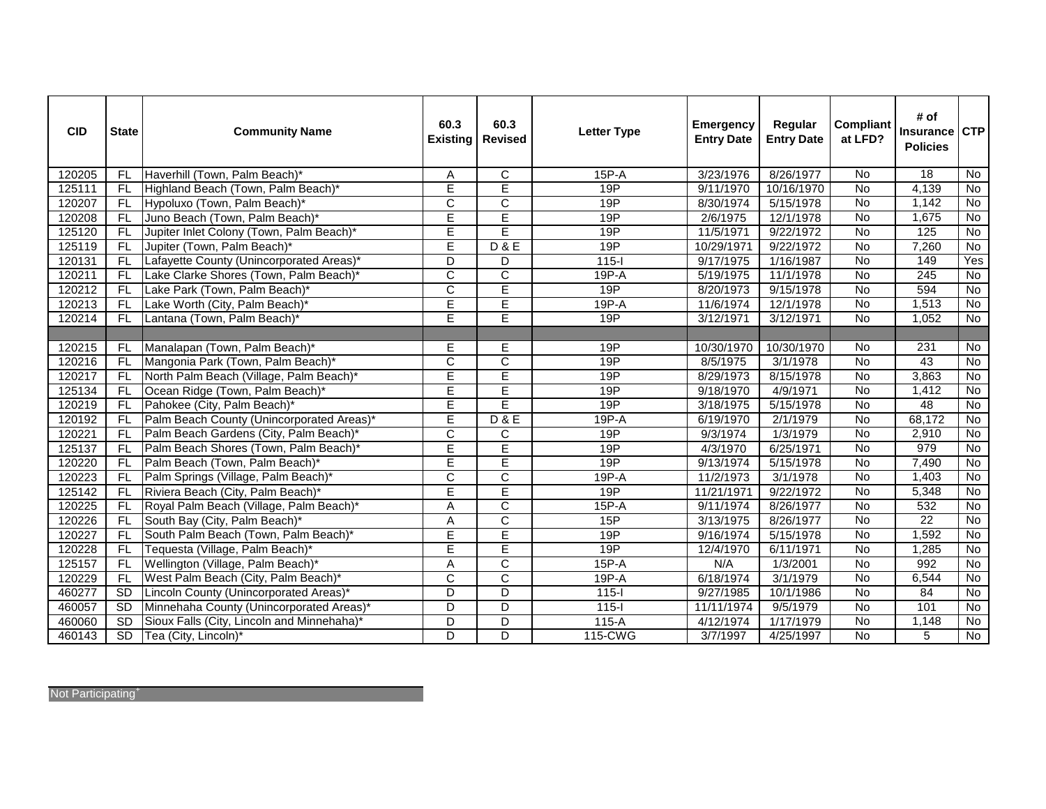| CID | State | Community Name | 60.3 Existing | 60.3 Revised | Letter Type | Emergency Entry Date | Regular Entry Date | Compliant at LFD? | # of Insurance Policies | CTP |
|---|---|---|---|---|---|---|---|---|---|---|
| 120205 | FL | Haverhill (Town, Palm Beach)* | A | C | 15P-A | 3/23/1976 | 8/26/1977 | No | 18 | No |
| 125111 | FL | Highland Beach (Town, Palm Beach)* | E | E | 19P | 9/11/1970 | 10/16/1970 | No | 4,139 | No |
| 120207 | FL | Hypoluxo (Town, Palm Beach)* | C | C | 19P | 8/30/1974 | 5/15/1978 | No | 1,142 | No |
| 120208 | FL | Juno Beach (Town, Palm Beach)* | E | E | 19P | 2/6/1975 | 12/1/1978 | No | 1,675 | No |
| 125120 | FL | Jupiter Inlet Colony (Town, Palm Beach)* | E | E | 19P | 11/5/1971 | 9/22/1972 | No | 125 | No |
| 125119 | FL | Jupiter (Town, Palm Beach)* | E | D & E | 19P | 10/29/1971 | 9/22/1972 | No | 7,260 | No |
| 120131 | FL | Lafayette County (Unincorporated Areas)* | D | D | 115-I | 9/17/1975 | 1/16/1987 | No | 149 | Yes |
| 120211 | FL | Lake Clarke Shores (Town, Palm Beach)* | C | C | 19P-A | 5/19/1975 | 11/1/1978 | No | 245 | No |
| 120212 | FL | Lake Park (Town, Palm Beach)* | C | E | 19P | 8/20/1973 | 9/15/1978 | No | 594 | No |
| 120213 | FL | Lake Worth (City, Palm Beach)* | E | E | 19P-A | 11/6/1974 | 12/1/1978 | No | 1,513 | No |
| 120214 | FL | Lantana (Town, Palm Beach)* | E | E | 19P | 3/12/1971 | 3/12/1971 | No | 1,052 | No |
| | | | | | | | | | | |
| 120215 | FL | Manalapan (Town, Palm Beach)* | E | E | 19P | 10/30/1970 | 10/30/1970 | No | 231 | No |
| 120216 | FL | Mangonia Park (Town, Palm Beach)* | C | C | 19P | 8/5/1975 | 3/1/1978 | No | 43 | No |
| 120217 | FL | North Palm Beach (Village, Palm Beach)* | E | E | 19P | 8/29/1973 | 8/15/1978 | No | 3,863 | No |
| 125134 | FL | Ocean Ridge (Town, Palm Beach)* | E | E | 19P | 9/18/1970 | 4/9/1971 | No | 1,412 | No |
| 120219 | FL | Pahokee (City, Palm Beach)* | E | E | 19P | 3/18/1975 | 5/15/1978 | No | 48 | No |
| 120192 | FL | Palm Beach County (Unincorporated Areas)* | E | D & E | 19P-A | 6/19/1970 | 2/1/1979 | No | 68,172 | No |
| 120221 | FL | Palm Beach Gardens (City, Palm Beach)* | C | C | 19P | 9/3/1974 | 1/3/1979 | No | 2,910 | No |
| 125137 | FL | Palm Beach Shores (Town, Palm Beach)* | E | E | 19P | 4/3/1970 | 6/25/1971 | No | 979 | No |
| 120220 | FL | Palm Beach (Town, Palm Beach)* | E | E | 19P | 9/13/1974 | 5/15/1978 | No | 7,490 | No |
| 120223 | FL | Palm Springs (Village, Palm Beach)* | C | C | 19P-A | 11/2/1973 | 3/1/1978 | No | 1,403 | No |
| 125142 | FL | Riviera Beach (City, Palm Beach)* | E | E | 19P | 11/21/1971 | 9/22/1972 | No | 5,348 | No |
| 120225 | FL | Royal Palm Beach (Village, Palm Beach)* | A | C | 15P-A | 9/11/1974 | 8/26/1977 | No | 532 | No |
| 120226 | FL | South Bay (City, Palm Beach)* | A | C | 15P | 3/13/1975 | 8/26/1977 | No | 22 | No |
| 120227 | FL | South Palm Beach (Town, Palm Beach)* | E | E | 19P | 9/16/1974 | 5/15/1978 | No | 1,592 | No |
| 120228 | FL | Tequesta (Village, Palm Beach)* | E | E | 19P | 12/4/1970 | 6/11/1971 | No | 1,285 | No |
| 125157 | FL | Wellington (Village, Palm Beach)* | A | C | 15P-A | N/A | 1/3/2001 | No | 992 | No |
| 120229 | FL | West Palm Beach (City, Palm Beach)* | C | C | 19P-A | 6/18/1974 | 3/1/1979 | No | 6,544 | No |
| 460277 | SD | Lincoln County (Unincorporated Areas)* | D | D | 115-I | 9/27/1985 | 10/1/1986 | No | 84 | No |
| 460057 | SD | Minnehaha County (Unincorporated Areas)* | D | D | 115-I | 11/11/1974 | 9/5/1979 | No | 101 | No |
| 460060 | SD | Sioux Falls (City, Lincoln and Minnehaha)* | D | D | 115-A | 4/12/1974 | 1/17/1979 | No | 1,148 | No |
| 460143 | SD | Tea (City, Lincoln)* | D | D | 115-CWG | 3/7/1997 | 4/25/1997 | No | 5 | No |

Not Participating[+]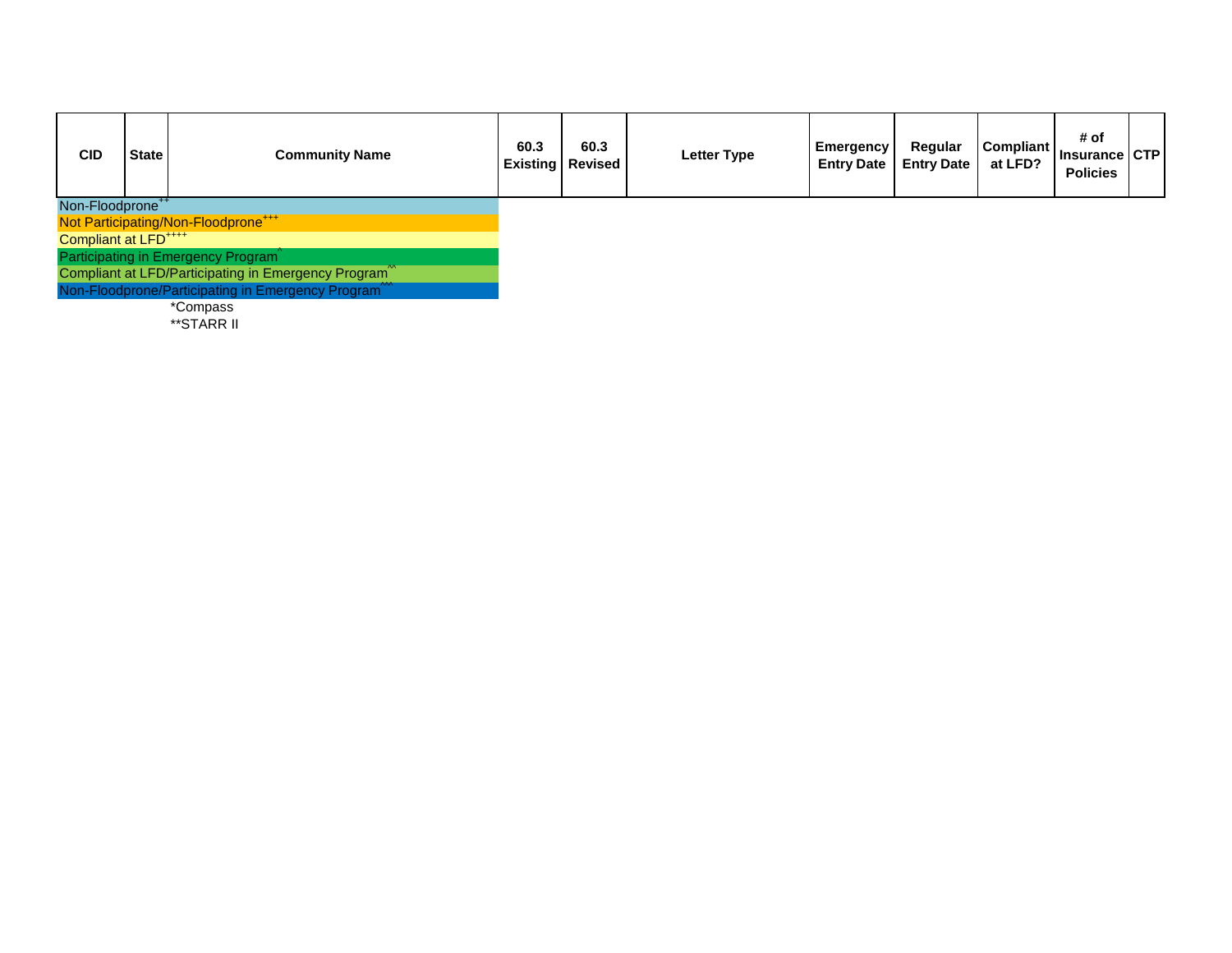| CID | State | Community Name | 60.3 Existing | 60.3 Revised | Letter Type | Emergency Entry Date | Regular Entry Date | Compliant at LFD? | # of Insurance Policies | CTP |
|---|---|---|---|---|---|---|---|---|---|---|

Non-Floodprone++

Not Participating/Non-Floodprone+++

Compliant at LFD++++

Participating in Emergency Program^

Compliant at LFD/Participating in Emergency Program^^

Non-Floodprone/Participating in Emergency Program^^^

*Compass

**STARR II